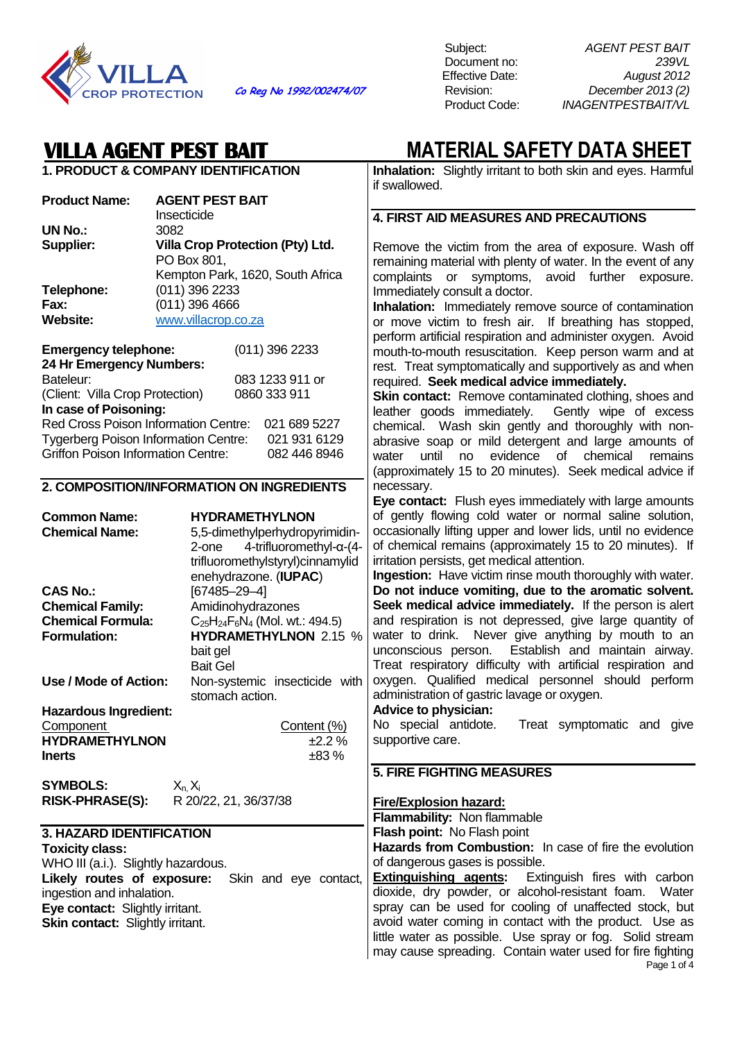VILLA CROP PROTECTION

*Co Reg No 1992/002474/07*

| | |
|---|---|
| Subject: | *AGENT PEST BAIT* |
| Document no: | *239VL* |
| Effective Date: | *August 2012* |
| Revision: | *December 2013 (2)* |
| Product Code: | *INAGENTPESTBAIT/VL* |

# VILLA AGENT PEST BAIT

# MATERIAL SAFETY DATA SHEET

## 1. PRODUCT & COMPANY IDENTIFICATION

**Product Name:** **AGENT PEST BAIT**
Insecticide

**UN No.:** 3082

**Supplier:** **Villa Crop Protection (Pty) Ltd.**
PO Box 801,
Kempton Park, 1620, South Africa

**Telephone:** (011) 396 2233

**Fax:** (011) 396 4666

**Website:** www.villacrop.co.za

**Emergency telephone:** (011) 396 2233

**24 Hr Emergency Numbers:**

Bateleur: 083 1233 911 or
(Client: Villa Crop Protection) 0860 333 911

**In case of Poisoning:**

Red Cross Poison Information Centre: 021 689 5227
Tygerberg Poison Information Centre: 021 931 6129
Griffon Poison Information Centre: 082 446 8946

## 2. COMPOSITION/INFORMATION ON INGREDIENTS

**Common Name:** **HYDRAMETHYLNON**

**Chemical Name:** 5,5-dimethylperhydropyrimidin-2-one 4-trifluoromethyl-α-(4-trifluoromethylstyryl)cinnamylidenehydrazone. (**IUPAC**)

**CAS No.:** [67485–29–4]

**Chemical Family:** Amidinohydrazones

**Chemical Formula:** $C_{25}H_{24}F_6N_4$ (Mol. wt.: 494.5)

**Formulation:** **HYDRAMETHYLNON** 2.15 % bait gel
Bait Gel

**Use / Mode of Action:** Non-systemic insecticide with stomach action.

**Hazardous Ingredient:**

| Component | Content (%) |
|---|---|
| **HYDRAMETHYLNON** | ±2.2 % |
| **Inerts** | ±83 % |

**SYMBOLS:** $X_n, X_i$

**RISK-PHRASE(S):** R 20/22, 21, 36/37/38

## 3. HAZARD IDENTIFICATION

**Toxicity class:**
WHO III (a.i.). Slightly hazardous.

**Likely routes of exposure:** Skin and eye contact, ingestion and inhalation.

**Eye contact:** Slightly irritant.

**Skin contact:** Slightly irritant.

**Inhalation:** Slightly irritant to both skin and eyes. Harmful if swallowed.

## 4. FIRST AID MEASURES AND PRECAUTIONS

Remove the victim from the area of exposure. Wash off remaining material with plenty of water. In the event of any complaints or symptoms, avoid further exposure. Immediately consult a doctor.

**Inhalation:** Immediately remove source of contamination or move victim to fresh air. If breathing has stopped, perform artificial respiration and administer oxygen. Avoid mouth-to-mouth resuscitation. Keep person warm and at rest. Treat symptomatically and supportively as and when required. **Seek medical advice immediately.**

**Skin contact:** Remove contaminated clothing, shoes and leather goods immediately. Gently wipe of excess chemical. Wash skin gently and thoroughly with non-abrasive soap or mild detergent and large amounts of water until no evidence of chemical remains (approximately 15 to 20 minutes). Seek medical advice if necessary.

**Eye contact:** Flush eyes immediately with large amounts of gently flowing cold water or normal saline solution, occasionally lifting upper and lower lids, until no evidence of chemical remains (approximately 15 to 20 minutes). If irritation persists, get medical attention.

**Ingestion:** Have victim rinse mouth thoroughly with water. **Do not induce vomiting, due to the aromatic solvent. Seek medical advice immediately.** If the person is alert and respiration is not depressed, give large quantity of water to drink. Never give anything by mouth to an unconscious person. Establish and maintain airway. Treat respiratory difficulty with artificial respiration and oxygen. Qualified medical personnel should perform administration of gastric lavage or oxygen.

**Advice to physician:**
No special antidote. Treat symptomatic and give supportive care.

## 5. FIRE FIGHTING MEASURES

**Fire/Explosion hazard:**

**Flammability:** Non flammable

**Flash point:** No Flash point

**Hazards from Combustion:** In case of fire the evolution of dangerous gases is possible.

**Extinguishing agents:** Extinguish fires with carbon dioxide, dry powder, or alcohol-resistant foam. Water spray can be used for cooling of unaffected stock, but avoid water coming in contact with the product. Use as little water as possible. Use spray or fog. Solid stream may cause spreading. Contain water used for fire fighting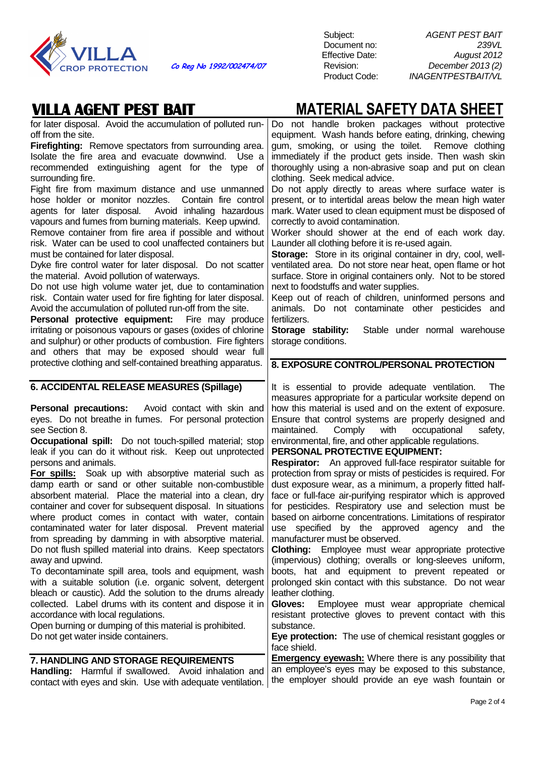for later disposal. Avoid the accumulation of polluted run-off from the site.

**Firefighting:** Remove spectators from surrounding area. Isolate the fire area and evacuate downwind. Use a recommended extinguishing agent for the type of surrounding fire.

Fight fire from maximum distance and use unmanned hose holder or monitor nozzles. Contain fire control agents for later disposal. Avoid inhaling hazardous vapours and fumes from burning materials. Keep upwind.

Remove container from fire area if possible and without risk. Water can be used to cool unaffected containers but must be contained for later disposal.

Dyke fire control water for later disposal. Do not scatter the material. Avoid pollution of waterways.

Do not use high volume water jet, due to contamination risk. Contain water used for fire fighting for later disposal. Avoid the accumulation of polluted run-off from the site.

**Personal protective equipment:** Fire may produce irritating or poisonous vapours or gases (oxides of chlorine and sulphur) or other products of combustion. Fire fighters and others that may be exposed should wear full protective clothing and self-contained breathing apparatus.

## 6. ACCIDENTAL RELEASE MEASURES (Spillage)

**Personal precautions:** Avoid contact with skin and eyes. Do not breathe in fumes. For personal protection see Section 8.

**Occupational spill:** Do not touch spilled material; stop leak if you can do it without risk. Keep out unprotected persons and animals.

**For spills:** Soak up with absorptive material such as damp earth or sand or other suitable non-combustible absorbent material. Place the material into a clean, dry container and cover for subsequent disposal. In situations where product comes in contact with water, contain contaminated water for later disposal. Prevent material from spreading by damming in with absorptive material. Do not flush spilled material into drains. Keep spectators away and upwind.

To decontaminate spill area, tools and equipment, wash with a suitable solution (i.e. organic solvent, detergent bleach or caustic). Add the solution to the drums already collected. Label drums with its content and dispose it in accordance with local regulations.

Open burning or dumping of this material is prohibited.

Do not get water inside containers.

## 7. HANDLING AND STORAGE REQUIREMENTS

**Handling:** Harmful if swallowed. Avoid inhalation and contact with eyes and skin. Use with adequate ventilation. Do not handle broken packages without protective equipment. Wash hands before eating, drinking, chewing gum, smoking, or using the toilet. Remove clothing immediately if the product gets inside. Then wash skin thoroughly using a non-abrasive soap and put on clean clothing. Seek medical advice.

Do not apply directly to areas where surface water is present, or to intertidal areas below the mean high water mark. Water used to clean equipment must be disposed of correctly to avoid contamination.

Worker should shower at the end of each work day. Launder all clothing before it is re-used again.

**Storage:** Store in its original container in dry, cool, well-ventilated area. Do not store near heat, open flame or hot surface. Store in original containers only. Not to be stored next to foodstuffs and water supplies.

Keep out of reach of children, uninformed persons and animals. Do not contaminate other pesticides and fertilizers.

**Storage stability:** Stable under normal warehouse storage conditions.

## 8. EXPOSURE CONTROL/PERSONAL PROTECTION

It is essential to provide adequate ventilation. The measures appropriate for a particular worksite depend on how this material is used and on the extent of exposure. Ensure that control systems are properly designed and maintained. Comply with occupational safety, environmental, fire, and other applicable regulations.

**PERSONAL PROTECTIVE EQUIPMENT:**

**Respirator:** An approved full-face respirator suitable for protection from spray or mists of pesticides is required. For dust exposure wear, as a minimum, a properly fitted half-face or full-face air-purifying respirator which is approved for pesticides. Respiratory use and selection must be based on airborne concentrations. Limitations of respirator use specified by the approved agency and the manufacturer must be observed.

**Clothing:** Employee must wear appropriate protective (impervious) clothing; overalls or long-sleeves uniform, boots, hat and equipment to prevent repeated or prolonged skin contact with this substance. Do not wear leather clothing.

**Gloves:** Employee must wear appropriate chemical resistant protective gloves to prevent contact with this substance.

**Eye protection:** The use of chemical resistant goggles or face shield.

**Emergency eyewash:** Where there is any possibility that an employee's eyes may be exposed to this substance, the employer should provide an eye wash fountain or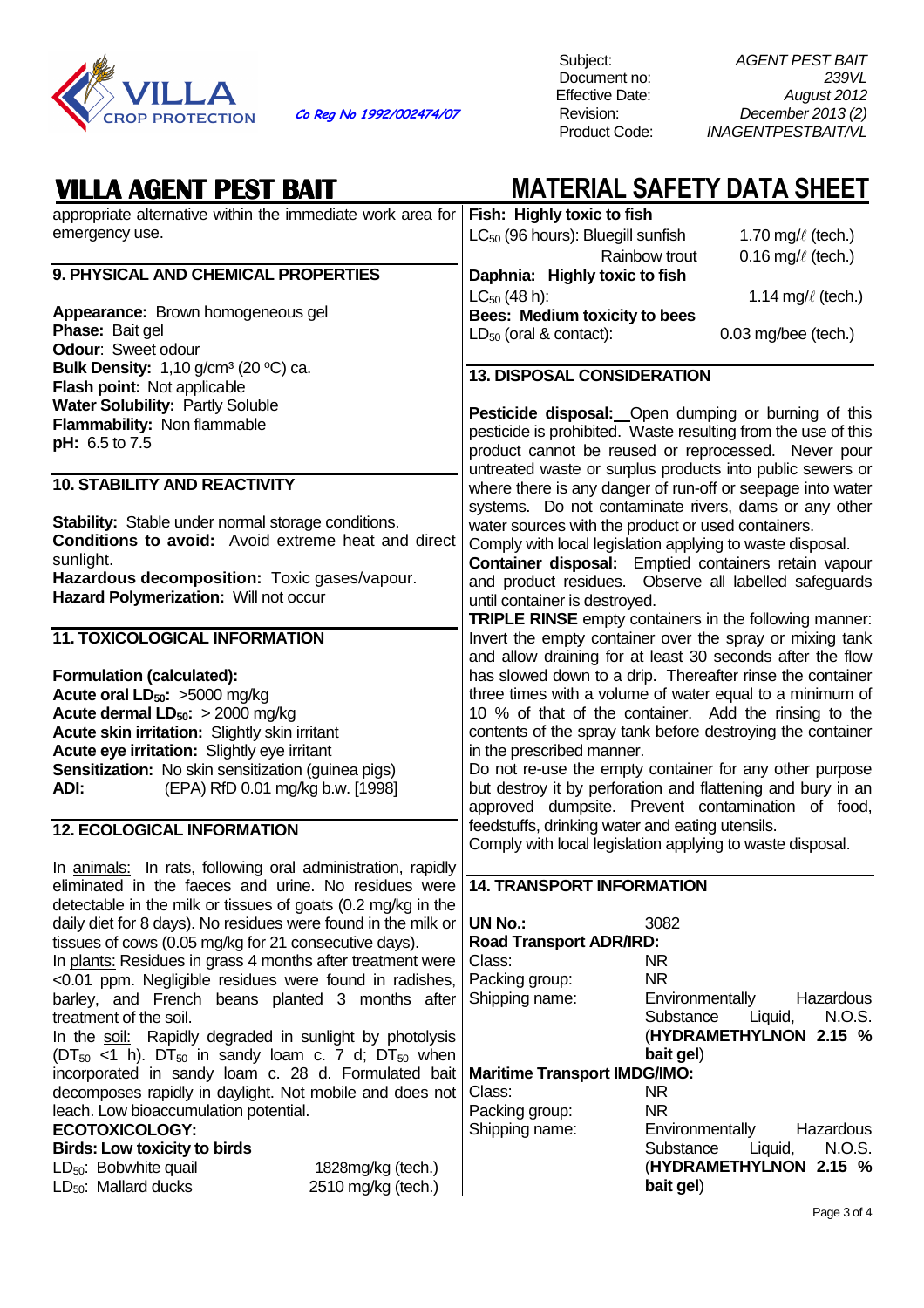appropriate alternative within the immediate work area for emergency use.

## 9. PHYSICAL AND CHEMICAL PROPERTIES

**Appearance:** Brown homogeneous gel
**Phase:** Bait gel
**Odour**: Sweet odour
**Bulk Density:** 1,10 g/cm³ (20 ºC) ca.
**Flash point:** Not applicable
**Water Solubility:** Partly Soluble
**Flammability:** Non flammable
**pH:** 6.5 to 7.5

## 10. STABILITY AND REACTIVITY

**Stability:** Stable under normal storage conditions.
**Conditions to avoid:** Avoid extreme heat and direct sunlight.
**Hazardous decomposition:** Toxic gases/vapour.
**Hazard Polymerization:** Will not occur

## 11. TOXICOLOGICAL INFORMATION

**Formulation (calculated):**
**Acute oral $LD_{50}$:** >5000 mg/kg
**Acute dermal $LD_{50}$:** > 2000 mg/kg
**Acute skin irritation:** Slightly skin irritant
**Acute eye irritation:** Slightly eye irritant
**Sensitization:** No skin sensitization (guinea pigs)
**ADI:** (EPA) RfD 0.01 mg/kg b.w. [1998]

## 12. ECOLOGICAL INFORMATION

In animals: In rats, following oral administration, rapidly eliminated in the faeces and urine. No residues were detectable in the milk or tissues of goats (0.2 mg/kg in the daily diet for 8 days). No residues were found in the milk or tissues of cows (0.05 mg/kg for 21 consecutive days).
In plants: Residues in grass 4 months after treatment were <0.01 ppm. Negligible residues were found in radishes, barley, and French beans planted 3 months after treatment of the soil.
In the soil: Rapidly degraded in sunlight by photolysis ($DT_{50}$ <1 h). $DT_{50}$ in sandy loam c. 7 d; $DT_{50}$ when incorporated in sandy loam c. 28 d. Formulated bait decomposes rapidly in daylight. Not mobile and does not leach. Low bioaccumulation potential.

**ECOTOXICOLOGY:**

**Birds: Low toxicity to birds**

| | |
|---|---|
| $LD_{50}$: Bobwhite quail | 1828mg/kg (tech.) |
| $LD_{50}$: Mallard ducks | 2510 mg/kg (tech.) |

**Fish: Highly toxic to fish**

| | |
|---|---|
| $LC_{50}$ (96 hours): Bluegill sunfish | 1.70 mg/ℓ (tech.) |
| Rainbow trout | 0.16 mg/ℓ (tech.) |

**Daphnia: Highly toxic to fish**

| | |
|---|---|
| $LC_{50}$ (48 h): | 1.14 mg/ℓ (tech.) |

**Bees: Medium toxicity to bees**

| | |
|---|---|
| $LD_{50}$ (oral & contact): | 0.03 mg/bee (tech.) |

## 13. DISPOSAL CONSIDERATION

**Pesticide disposal:** Open dumping or burning of this pesticide is prohibited. Waste resulting from the use of this product cannot be reused or reprocessed. Never pour untreated waste or surplus products into public sewers or where there is any danger of run-off or seepage into water systems. Do not contaminate rivers, dams or any other water sources with the product or used containers.
Comply with local legislation applying to waste disposal.
**Container disposal:** Emptied containers retain vapour and product residues. Observe all labelled safeguards until container is destroyed.
**TRIPLE RINSE** empty containers in the following manner: Invert the empty container over the spray or mixing tank and allow draining for at least 30 seconds after the flow has slowed down to a drip. Thereafter rinse the container three times with a volume of water equal to a minimum of 10 % of that of the container. Add the rinsing to the contents of the spray tank before destroying the container in the prescribed manner.
Do not re-use the empty container for any other purpose but destroy it by perforation and flattening and bury in an approved dumpsite. Prevent contamination of food, feedstuffs, drinking water and eating utensils.
Comply with local legislation applying to waste disposal.

## 14. TRANSPORT INFORMATION

**UN No.:** 3082

**Road Transport ADR/RID:**

| | |
|---|---|
| Class: | NR |
| Packing group: | NR |
| Shipping name: | Environmentally Hazardous Substance Liquid, N.O.S. (**HYDRAMETHYLNON 2.15 % bait gel**) |

**Maritime Transport IMDG/IMO:**

| | |
|---|---|
| Class: | NR |
| Packing group: | NR |
| Shipping name: | Environmentally Hazardous Substance Liquid, N.O.S. (**HYDRAMETHYLNON 2.15 % bait gel**) |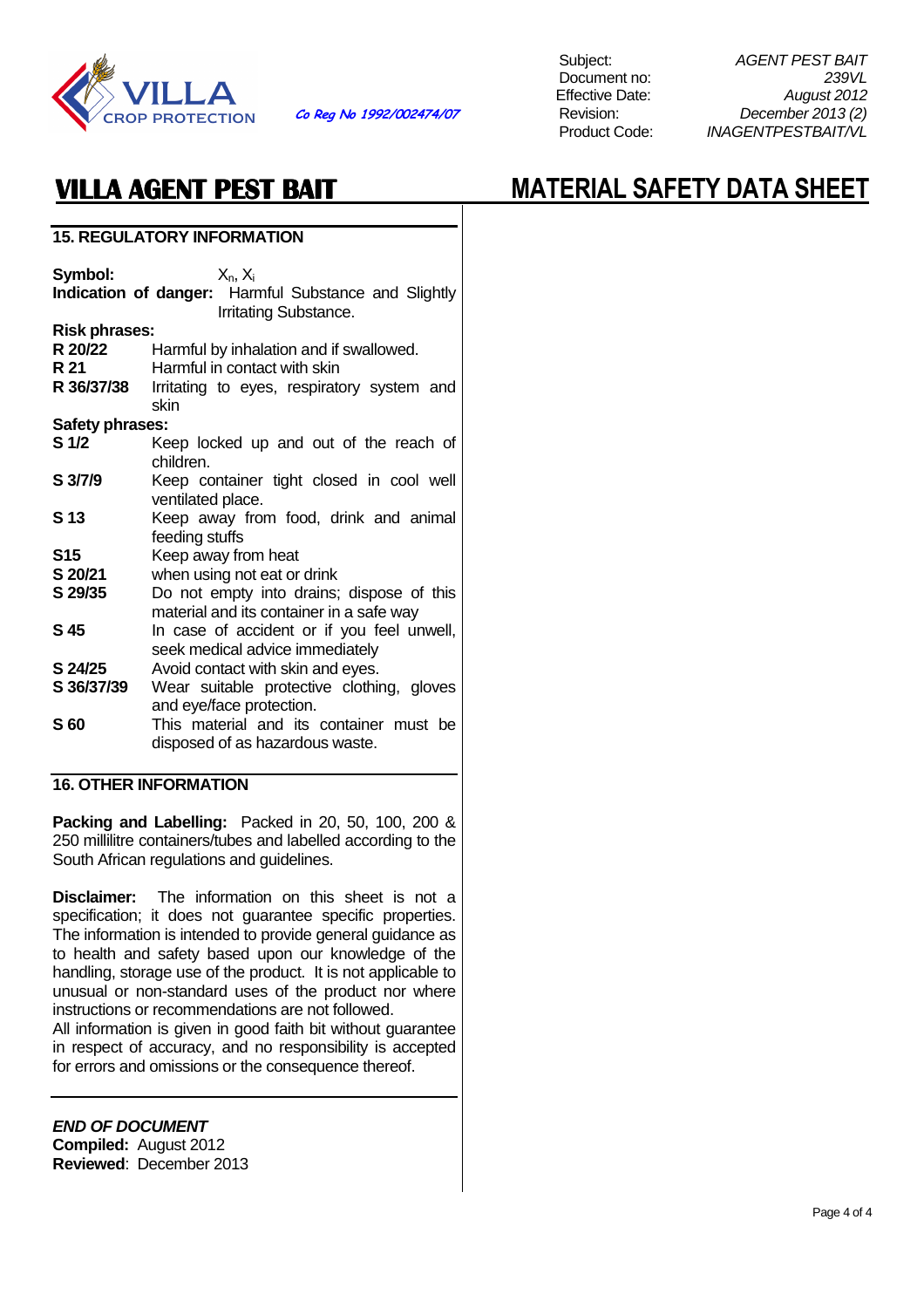# VILLA AGENT PEST BAIT

# MATERIAL SAFETY DATA SHEET

## 15. REGULATORY INFORMATION

**Symbol:** $X_n$, $X_i$

**Indication of danger:** Harmful Substance and Slightly Irritating Substance.

**Risk phrases:**

| | |
|---|---|
| **R 20/22** | Harmful by inhalation and if swallowed. |
| **R 21** | Harmful in contact with skin |
| **R 36/37/38** | Irritating to eyes, respiratory system and skin |

**Safety phrases:**

| | |
|---|---|
| **S 1/2** | Keep locked up and out of the reach of children. |
| **S 3/7/9** | Keep container tight closed in cool well ventilated place. |
| **S 13** | Keep away from food, drink and animal feeding stuffs |
| **S15** | Keep away from heat |
| **S 20/21** | when using not eat or drink |
| **S 29/35** | Do not empty into drains; dispose of this material and its container in a safe way |
| **S 45** | In case of accident or if you feel unwell, seek medical advice immediately |
| **S 24/25** | Avoid contact with skin and eyes. |
| **S 36/37/39** | Wear suitable protective clothing, gloves and eye/face protection. |
| **S 60** | This material and its container must be disposed of as hazardous waste. |

## 16. OTHER INFORMATION

**Packing and Labelling:** Packed in 20, 50, 100, 200 & 250 millilitre containers/tubes and labelled according to the South African regulations and guidelines.

**Disclaimer:** The information on this sheet is not a specification; it does not guarantee specific properties. The information is intended to provide general guidance as to health and safety based upon our knowledge of the handling, storage use of the product. It is not applicable to unusual or non-standard uses of the product nor where instructions or recommendations are not followed.
All information is given in good faith bit without guarantee in respect of accuracy, and no responsibility is accepted for errors and omissions or the consequence thereof.

***END OF DOCUMENT***
**Compiled:** August 2012
**Reviewed**: December 2013